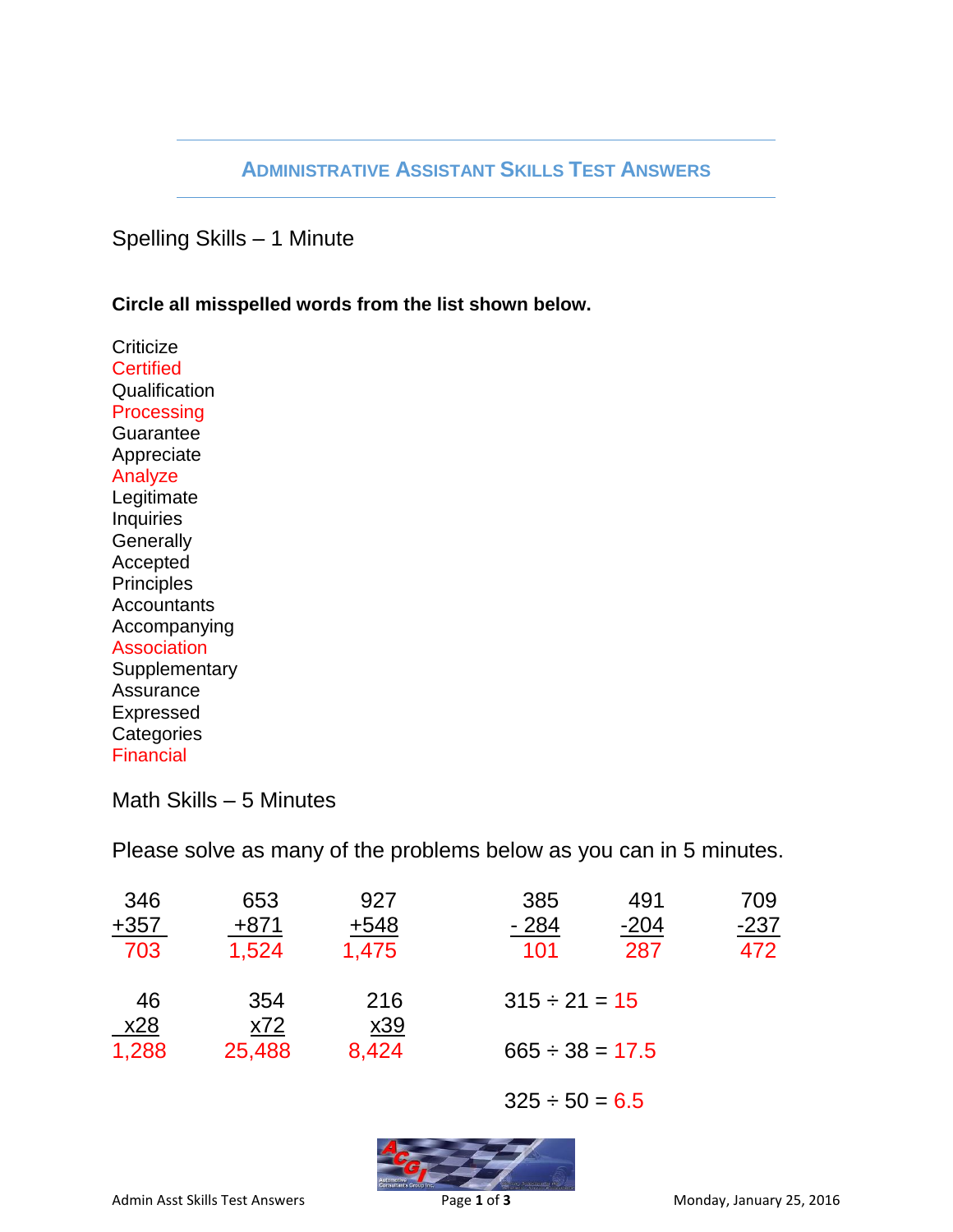# Administrative Assistant Skills Test Answers

## Spelling Skills – 1 Minute

**Circle all misspelled words from the list shown below.**

Criticize
Certified
Qualification
Processing
Guarantee
Appreciate
Analyze
Legitimate
Inquiries
Generally
Accepted
Principles
Accountants
Accompanying
Association
Supplementary
Assurance
Expressed
Categories
Financial

## Math Skills – 5 Minutes

Please solve as many of the problems below as you can in 5 minutes.

| Problem | Answer |
|---|---|
| 346 + 357 | 703 |
| 653 + 871 | 1,524 |
| 927 + 548 | 1,475 |
| 385 - 284 | 101 |
| 491 - 204 | 287 |
| 709 - 237 | 472 |
| 46 x 28 | 1,288 |
| 354 x 72 | 25,488 |
| 216 x 39 | 8,424 |
| 315 ÷ 21 | 15 |
| 665 ÷ 38 | 17.5 |
| 325 ÷ 50 | 6.5 |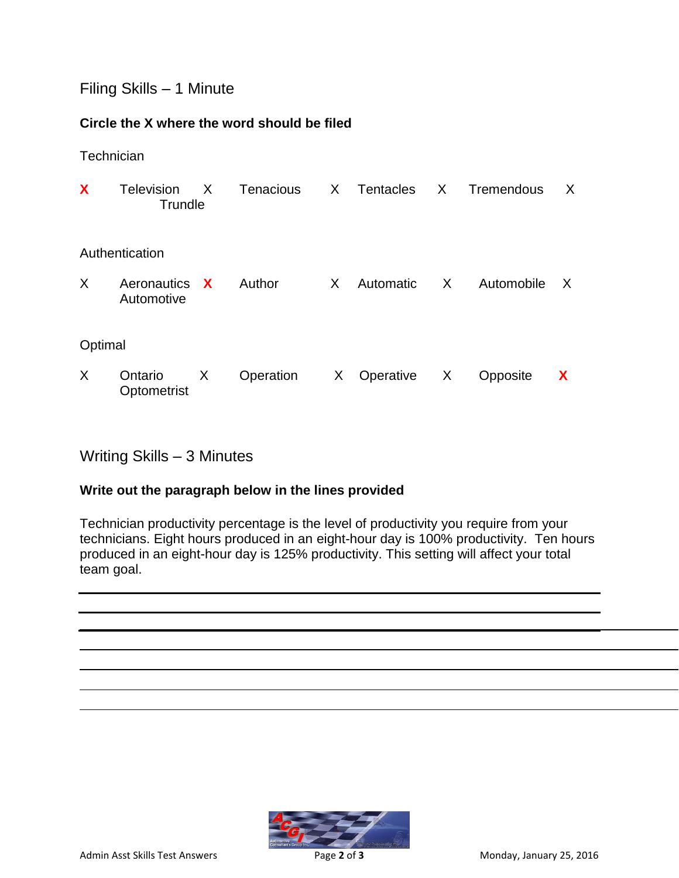## Filing Skills – 1 Minute

**Circle the X where the word should be filed**

Technician

**X** Television X Tenacious X Tentacles X Tremendous X Trundle

Authentication

X Aeronautics **X** Author X Automatic X Automobile X Automotive

Optimal

X Ontario X Operation X Operative X Opposite **X** Optometrist

## Writing Skills – 3 Minutes

**Write out the paragraph below in the lines provided**

Technician productivity percentage is the level of productivity you require from your technicians. Eight hours produced in an eight-hour day is 100% productivity. Ten hours produced in an eight-hour day is 125% productivity. This setting will affect your total team goal.

\_\_\_\_\_\_\_\_\_\_\_\_\_\_\_\_\_\_\_\_\_\_\_\_\_\_\_\_\_\_\_\_\_\_\_\_\_\_\_\_\_\_\_\_\_\_\_\_\_\_\_\_\_\_\_\_\_\_\_\_

\_\_\_\_\_\_\_\_\_\_\_\_\_\_\_\_\_\_\_\_\_\_\_\_\_\_\_\_\_\_\_\_\_\_\_\_\_\_\_\_\_\_\_\_\_\_\_\_\_\_\_\_\_\_\_\_\_\_\_\_

\_\_\_\_\_\_\_\_\_\_\_\_\_\_\_\_\_\_\_\_\_\_\_\_\_\_\_\_\_\_\_\_\_\_\_\_\_\_\_\_\_\_\_\_\_\_\_\_\_\_\_\_\_\_\_\_\_\_\_\_

\_\_\_\_\_\_\_\_\_\_\_\_\_\_\_\_\_\_\_\_\_\_\_\_\_\_\_\_\_\_\_\_\_\_\_\_\_\_\_\_\_\_\_\_\_\_\_\_\_\_\_\_\_\_\_\_\_\_\_\_

\_\_\_\_\_\_\_\_\_\_\_\_\_\_\_\_\_\_\_\_\_\_\_\_\_\_\_\_\_\_\_\_\_\_\_\_\_\_\_\_\_\_\_\_\_\_\_\_\_\_\_\_\_\_\_\_\_\_\_\_

\_\_\_\_\_\_\_\_\_\_\_\_\_\_\_\_\_\_\_\_\_\_\_\_\_\_\_\_\_\_\_\_\_\_\_\_\_\_\_\_\_\_\_\_\_\_\_\_\_\_\_\_\_\_\_\_\_\_\_\_

\_\_\_\_\_\_\_\_\_\_\_\_\_\_\_\_\_\_\_\_\_\_\_\_\_\_\_\_\_\_\_\_\_\_\_\_\_\_\_\_\_\_\_\_\_\_\_\_\_\_\_\_\_\_\_\_\_\_\_\_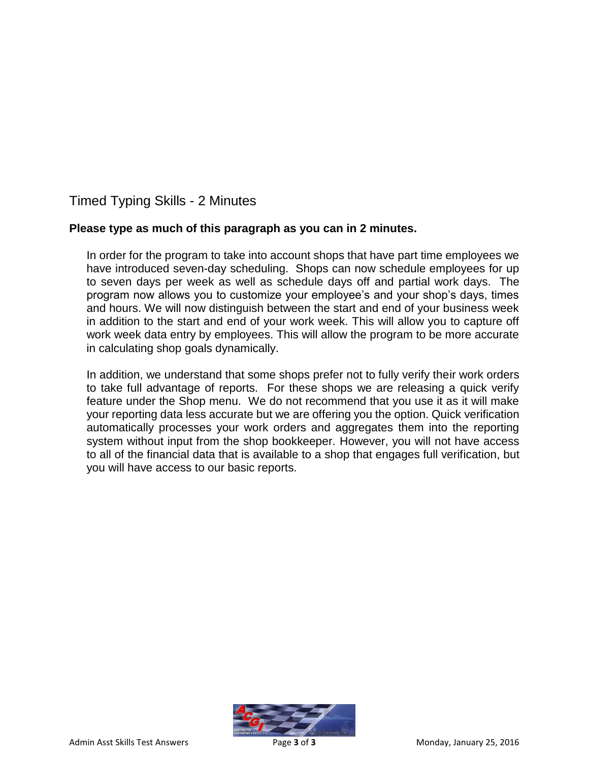## Timed Typing Skills - 2 Minutes

**Please type as much of this paragraph as you can in 2 minutes.**

In order for the program to take into account shops that have part time employees we have introduced seven-day scheduling. Shops can now schedule employees for up to seven days per week as well as schedule days off and partial work days. The program now allows you to customize your employee's and your shop's days, times and hours. We will now distinguish between the start and end of your business week in addition to the start and end of your work week. This will allow you to capture off work week data entry by employees. This will allow the program to be more accurate in calculating shop goals dynamically.

In addition, we understand that some shops prefer not to fully verify their work orders to take full advantage of reports. For these shops we are releasing a quick verify feature under the Shop menu. We do not recommend that you use it as it will make your reporting data less accurate but we are offering you the option. Quick verification automatically processes your work orders and aggregates them into the reporting system without input from the shop bookkeeper. However, you will not have access to all of the financial data that is available to a shop that engages full verification, but you will have access to our basic reports.